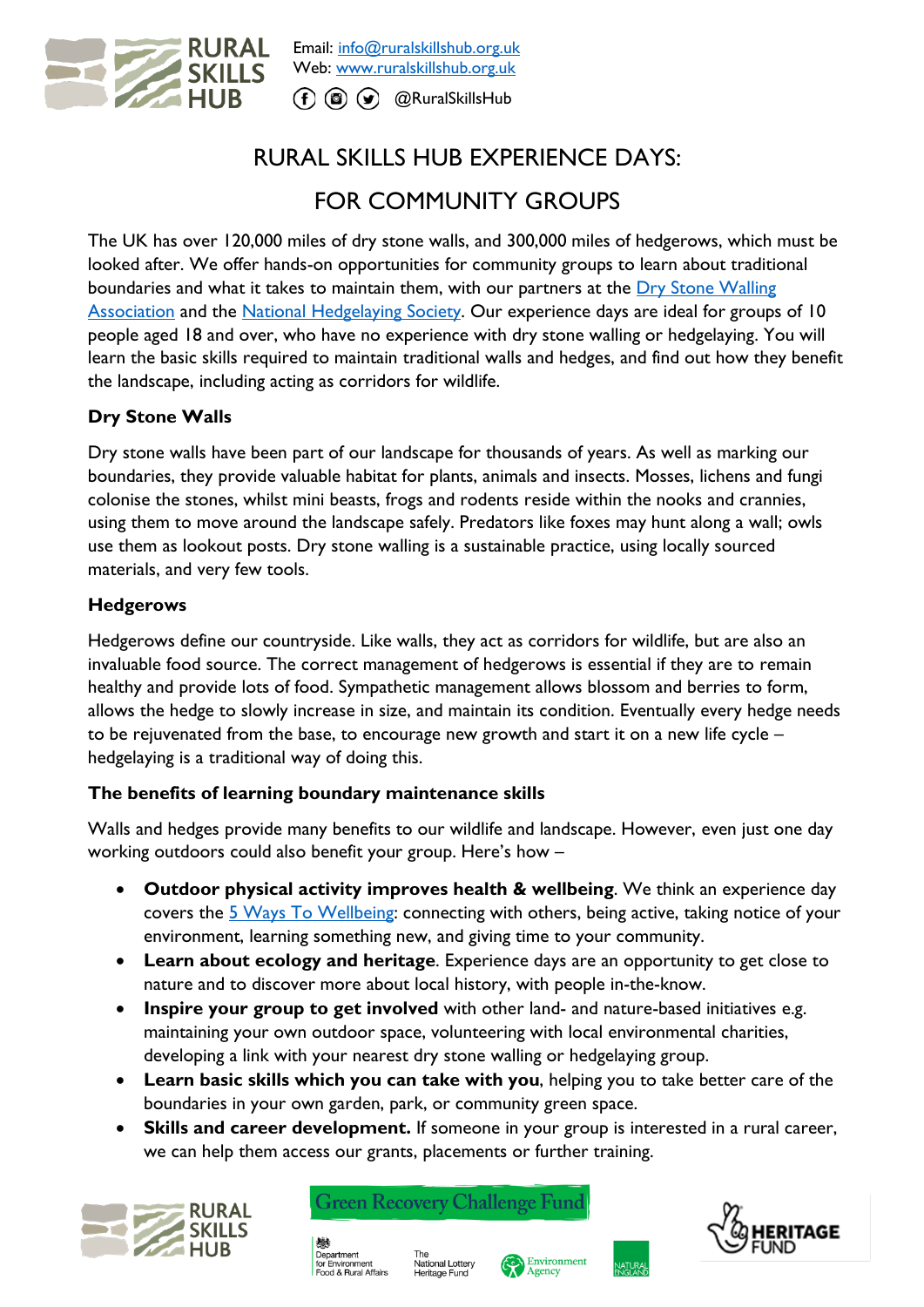Email: info@ruralskillshub.org.uk
Web: www.ruralskillshub.org.uk
@RuralSkillsHub

# RURAL SKILLS HUB EXPERIENCE DAYS:
# FOR COMMUNITY GROUPS

The UK has over 120,000 miles of dry stone walls, and 300,000 miles of hedgerows, which must be looked after. We offer hands-on opportunities for community groups to learn about traditional boundaries and what it takes to maintain them, with our partners at the Dry Stone Walling Association and the National Hedgelaying Society. Our experience days are ideal for groups of 10 people aged 18 and over, who have no experience with dry stone walling or hedgelaying. You will learn the basic skills required to maintain traditional walls and hedges, and find out how they benefit the landscape, including acting as corridors for wildlife.

### Dry Stone Walls

Dry stone walls have been part of our landscape for thousands of years. As well as marking our boundaries, they provide valuable habitat for plants, animals and insects. Mosses, lichens and fungi colonise the stones, whilst mini beasts, frogs and rodents reside within the nooks and crannies, using them to move around the landscape safely. Predators like foxes may hunt along a wall; owls use them as lookout posts. Dry stone walling is a sustainable practice, using locally sourced materials, and very few tools.

### Hedgerows

Hedgerows define our countryside. Like walls, they act as corridors for wildlife, but are also an invaluable food source. The correct management of hedgerows is essential if they are to remain healthy and provide lots of food. Sympathetic management allows blossom and berries to form, allows the hedge to slowly increase in size, and maintain its condition. Eventually every hedge needs to be rejuvenated from the base, to encourage new growth and start it on a new life cycle – hedgelaying is a traditional way of doing this.

### The benefits of learning boundary maintenance skills

Walls and hedges provide many benefits to our wildlife and landscape. However, even just one day working outdoors could also benefit your group. Here's how –

- **Outdoor physical activity improves health & wellbeing**. We think an experience day covers the 5 Ways To Wellbeing: connecting with others, being active, taking notice of your environment, learning something new, and giving time to your community.
- **Learn about ecology and heritage**. Experience days are an opportunity to get close to nature and to discover more about local history, with people in-the-know.
- **Inspire your group to get involved** with other land- and nature-based initiatives e.g. maintaining your own outdoor space, volunteering with local environmental charities, developing a link with your nearest dry stone walling or hedgelaying group.
- **Learn basic skills which you can take with you**, helping you to take better care of the boundaries in your own garden, park, or community green space.
- **Skills and career development.** If someone in your group is interested in a rural career, we can help them access our grants, placements or further training.

Green Recovery Challenge Fund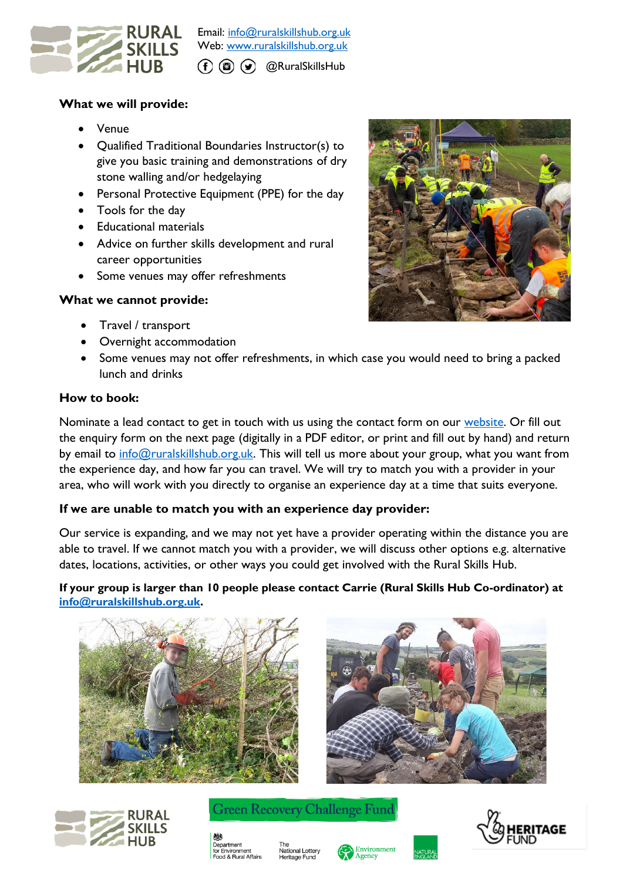### What we will provide:

- Venue
- Qualified Traditional Boundaries Instructor(s) to give you basic training and demonstrations of dry stone walling and/or hedgelaying
- Personal Protective Equipment (PPE) for the day
- Tools for the day
- Educational materials
- Advice on further skills development and rural career opportunities
- Some venues may offer refreshments

### What we cannot provide:

- Travel / transport
- Overnight accommodation
- Some venues may not offer refreshments, in which case you would need to bring a packed lunch and drinks

### How to book:

Nominate a lead contact to get in touch with us using the contact form on our website. Or fill out the enquiry form on the next page (digitally in a PDF editor, or print and fill out by hand) and return by email to info@ruralskillshub.org.uk. This will tell us more about your group, what you want from the experience day, and how far you can travel. We will try to match you with a provider in your area, who will work with you directly to organise an experience day at a time that suits everyone.

### If we are unable to match you with an experience day provider:

Our service is expanding, and we may not yet have a provider operating within the distance you are able to travel. If we cannot match you with a provider, we will discuss other options e.g. alternative dates, locations, activities, or other ways you could get involved with the Rural Skills Hub.

**If your group is larger than 10 people please contact Carrie (Rural Skills Hub Co-ordinator) at info@ruralskillshub.org.uk.**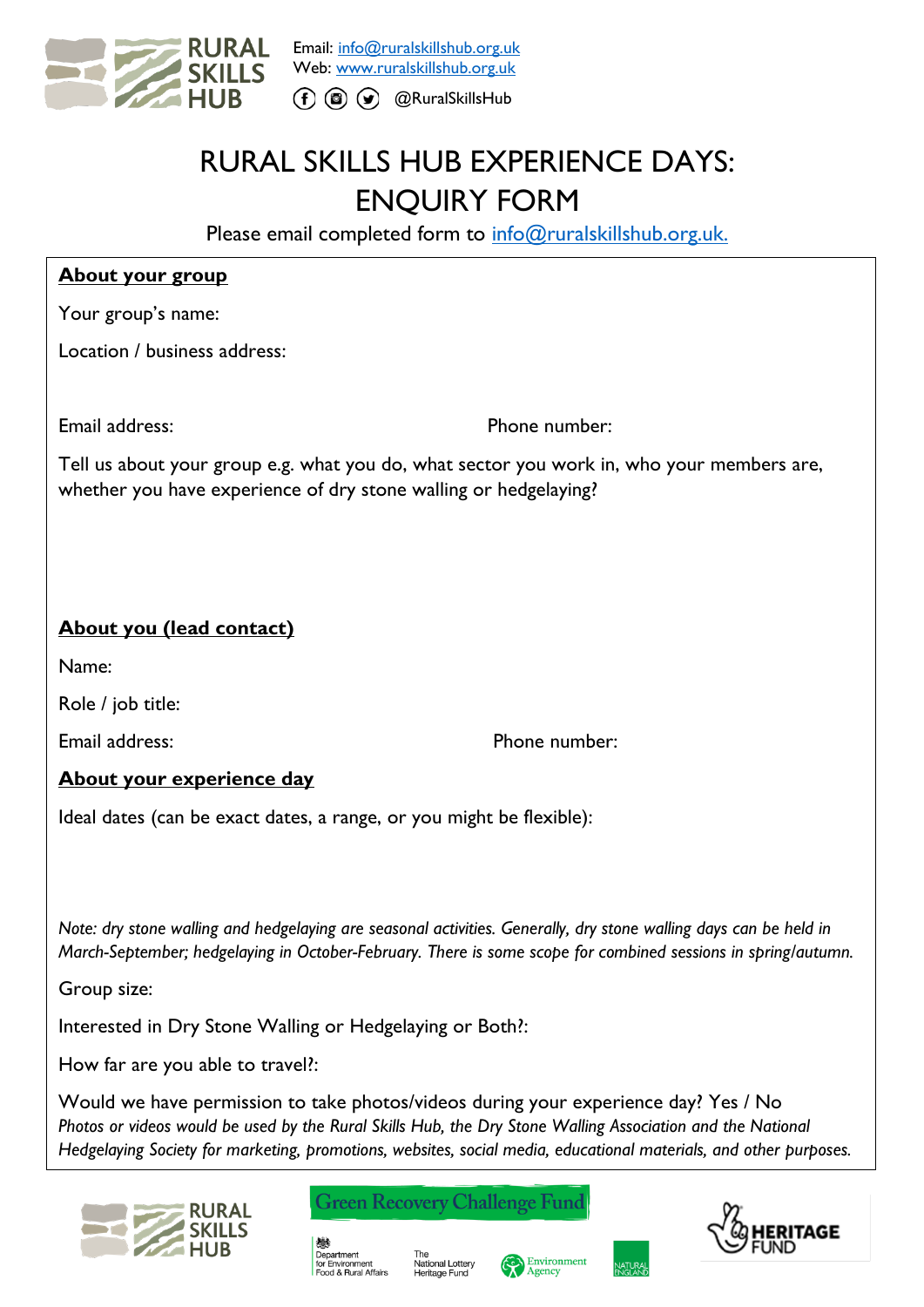RURAL SKILLS HUB

Email: info@ruralskillshub.org.uk
Web: www.ruralskillshub.org.uk
@RuralSkillsHub

# RURAL SKILLS HUB EXPERIENCE DAYS: ENQUIRY FORM

Please email completed form to info@ruralskillshub.org.uk.

## About your group

Your group's name:

Location / business address:

Email address: Phone number:

Tell us about your group e.g. what you do, what sector you work in, who your members are, whether you have experience of dry stone walling or hedgelaying?

## About you (lead contact)

Name:

Role / job title:

Email address: Phone number:

## About your experience day

Ideal dates (can be exact dates, a range, or you might be flexible):

*Note: dry stone walling and hedgelaying are seasonal activities. Generally, dry stone walling days can be held in March-September; hedgelaying in October-February. There is some scope for combined sessions in spring/autumn.*

Group size:

Interested in Dry Stone Walling or Hedgelaying or Both?:

How far are you able to travel?:

Would we have permission to take photos/videos during your experience day? Yes / No

*Photos or videos would be used by the Rural Skills Hub, the Dry Stone Walling Association and the National Hedgelaying Society for marketing, promotions, websites, social media, educational materials, and other purposes.*

RURAL SKILLS HUB

Green Recovery Challenge Fund

Department for Environment Food & Rural Affairs · The National Lottery Heritage Fund · Environment Agency · Natural England

HERITAGE FUND